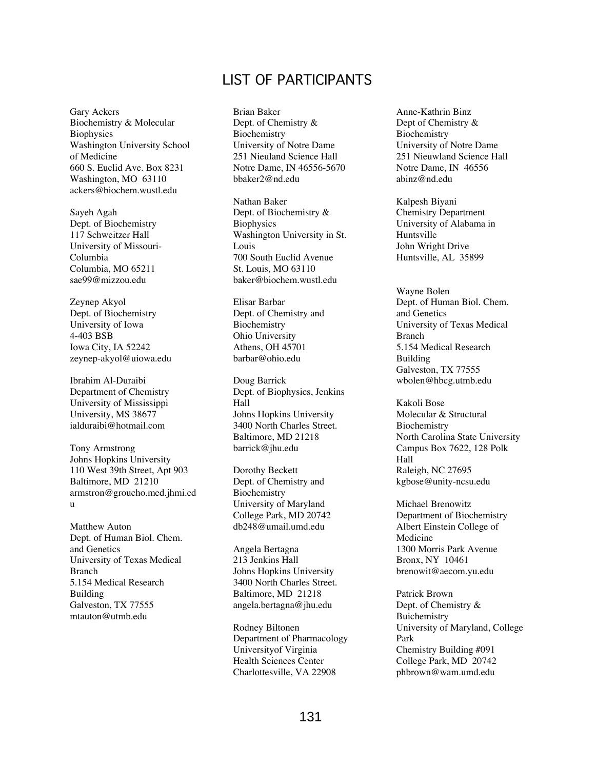# LIST OF PARTICIPANTS

Gary Ackers
Biochemistry & Molecular Biophysics
Washington University School of Medicine
660 S. Euclid Ave. Box 8231
Washington, MO 63110
ackers@biochem.wustl.edu

Sayeh Agah
Dept. of Biochemistry
117 Schweitzer Hall
University of Missouri-Columbia
Columbia, MO 65211
sae99@mizzou.edu

Zeynep Akyol
Dept. of Biochemistry
University of Iowa
4-403 BSB
Iowa City, IA 52242
zeynep-akyol@uiowa.edu

Ibrahim Al-Duraibi
Department of Chemistry
University of Mississippi
University, MS 38677
ialduraibi@hotmail.com

Tony Armstrong
Johns Hopkins University
110 West 39th Street, Apt 903
Baltimore, MD 21210
armstron@groucho.med.jhmi.edu

Matthew Auton
Dept. of Human Biol. Chem. and Genetics
University of Texas Medical Branch
5.154 Medical Research Building
Galveston, TX 77555
mtauton@utmb.edu

Brian Baker
Dept. of Chemistry & Biochemistry
University of Notre Dame
251 Nieuland Science Hall
Notre Dame, IN 46556-5670
bbaker2@nd.edu

Nathan Baker
Dept. of Biochemistry & Biophysics
Washington University in St. Louis
700 South Euclid Avenue
St. Louis, MO 63110
baker@biochem.wustl.edu

Elisar Barbar
Dept. of Chemistry and Biochemistry
Ohio University
Athens, OH 45701
barbar@ohio.edu

Doug Barrick
Dept. of Biophysics, Jenkins Hall
Johns Hopkins University
3400 North Charles Street.
Baltimore, MD 21218
barrick@jhu.edu

Dorothy Beckett
Dept. of Chemistry and Biochemistry
University of Maryland
College Park, MD 20742
db248@umail.umd.edu

Angela Bertagna
213 Jenkins Hall
Johns Hopkins University
3400 North Charles Street.
Baltimore, MD 21218
angela.bertagna@jhu.edu

Rodney Biltonen
Department of Pharmacology
Universityof Virginia
Health Sciences Center
Charlottesville, VA 22908

Anne-Kathrin Binz
Dept of Chemistry & Biochemistry
University of Notre Dame
251 Nieuwland Science Hall
Notre Dame, IN 46556
abinz@nd.edu

Kalpesh Biyani
Chemistry Department
University of Alabama in Huntsville
John Wright Drive
Huntsville, AL 35899

Wayne Bolen
Dept. of Human Biol. Chem. and Genetics
University of Texas Medical Branch
5.154 Medical Research Building
Galveston, TX 77555
wbolen@hbcg.utmb.edu

Kakoli Bose
Molecular & Structural Biochemistry
North Carolina State University
Campus Box 7622, 128 Polk Hall
Raleigh, NC 27695
kgbose@unity-ncsu.edu

Michael Brenowitz
Department of Biochemistry
Albert Einstein College of Medicine
1300 Morris Park Avenue
Bronx, NY 10461
brenowit@aecom.yu.edu

Patrick Brown
Dept. of Chemistry & Buichemistry
University of Maryland, College Park
Chemistry Building #091
College Park, MD 20742
phbrown@wam.umd.edu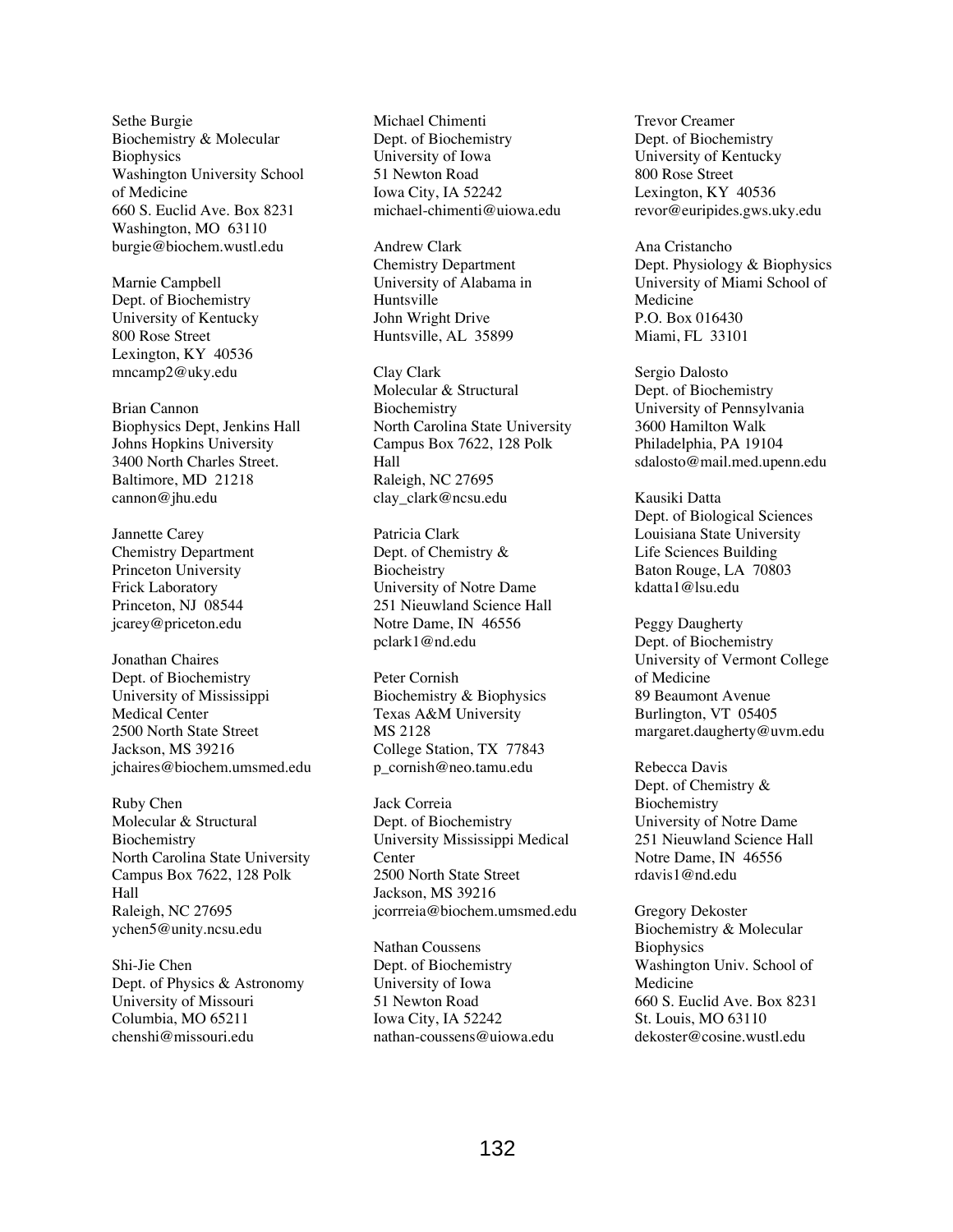Sethe Burgie
Biochemistry & Molecular Biophysics
Washington University School of Medicine
660 S. Euclid Ave. Box 8231
Washington, MO 63110
burgie@biochem.wustl.edu

Marnie Campbell
Dept. of Biochemistry
University of Kentucky
800 Rose Street
Lexington, KY 40536
mncamp2@uky.edu

Brian Cannon
Biophysics Dept, Jenkins Hall
Johns Hopkins University
3400 North Charles Street.
Baltimore, MD 21218
cannon@jhu.edu

Jannette Carey
Chemistry Department
Princeton University
Frick Laboratory
Princeton, NJ 08544
jcarey@priceton.edu

Jonathan Chaires
Dept. of Biochemistry
University of Mississippi Medical Center
2500 North State Street
Jackson, MS 39216
jchaires@biochem.umsmed.edu

Ruby Chen
Molecular & Structural Biochemistry
North Carolina State University
Campus Box 7622, 128 Polk Hall
Raleigh, NC 27695
ychen5@unity.ncsu.edu

Shi-Jie Chen
Dept. of Physics & Astronomy
University of Missouri
Columbia, MO 65211
chenshi@missouri.edu

Michael Chimenti
Dept. of Biochemistry
University of Iowa
51 Newton Road
Iowa City, IA 52242
michael-chimenti@uiowa.edu

Andrew Clark
Chemistry Department
University of Alabama in Huntsville
John Wright Drive
Huntsville, AL 35899

Clay Clark
Molecular & Structural Biochemistry
North Carolina State University
Campus Box 7622, 128 Polk Hall
Raleigh, NC 27695
clay_clark@ncsu.edu

Patricia Clark
Dept. of Chemistry & Biocheistry
University of Notre Dame
251 Nieuwland Science Hall
Notre Dame, IN 46556
pclark1@nd.edu

Peter Cornish
Biochemistry & Biophysics
Texas A&M University
MS 2128
College Station, TX 77843
p_cornish@neo.tamu.edu

Jack Correia
Dept. of Biochemistry
University Mississippi Medical Center
2500 North State Street
Jackson, MS 39216
jcorrreia@biochem.umsmed.edu

Nathan Coussens
Dept. of Biochemistry
University of Iowa
51 Newton Road
Iowa City, IA 52242
nathan-coussens@uiowa.edu

Trevor Creamer
Dept. of Biochemistry
University of Kentucky
800 Rose Street
Lexington, KY 40536
revor@euripides.gws.uky.edu

Ana Cristancho
Dept. Physiology & Biophysics
University of Miami School of Medicine
P.O. Box 016430
Miami, FL 33101

Sergio Dalosto
Dept. of Biochemistry
University of Pennsylvania
3600 Hamilton Walk
Philadelphia, PA 19104
sdalosto@mail.med.upenn.edu

Kausiki Datta
Dept. of Biological Sciences
Louisiana State University
Life Sciences Building
Baton Rouge, LA 70803
kdatta1@lsu.edu

Peggy Daugherty
Dept. of Biochemistry
University of Vermont College of Medicine
89 Beaumont Avenue
Burlington, VT 05405
margaret.daugherty@uvm.edu

Rebecca Davis
Dept. of Chemistry & Biochemistry
University of Notre Dame
251 Nieuwland Science Hall
Notre Dame, IN 46556
rdavis1@nd.edu

Gregory Dekoster
Biochemistry & Molecular Biophysics
Washington Univ. School of Medicine
660 S. Euclid Ave. Box 8231
St. Louis, MO 63110
dekoster@cosine.wustl.edu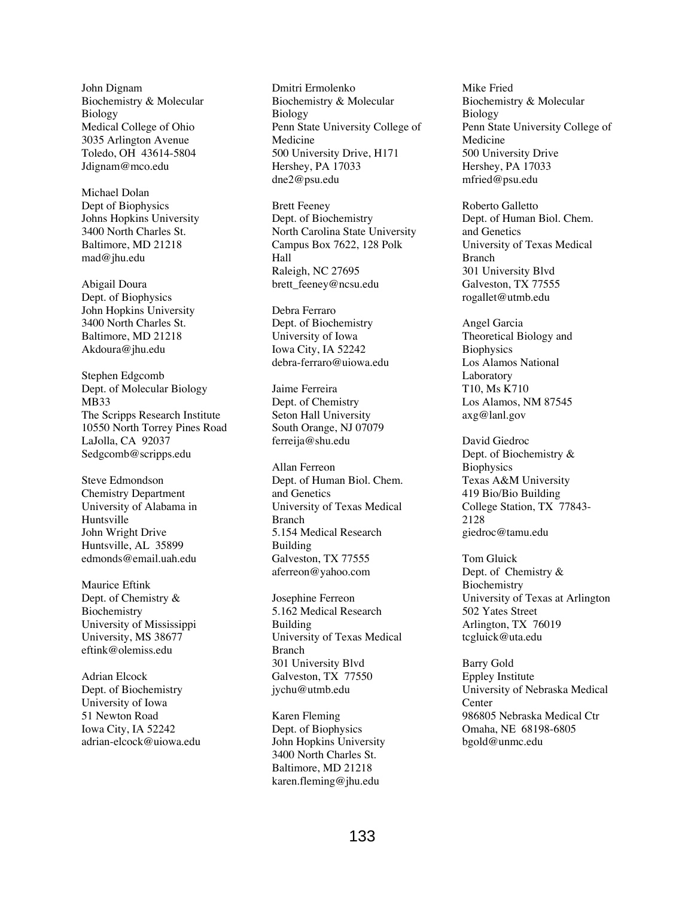John Dignam
Biochemistry & Molecular Biology
Medical College of Ohio
3035 Arlington Avenue
Toledo, OH 43614-5804
Jdignam@mco.edu

Michael Dolan
Dept of Biophysics
Johns Hopkins University
3400 North Charles St.
Baltimore, MD 21218
mad@jhu.edu

Abigail Doura
Dept. of Biophysics
John Hopkins University
3400 North Charles St.
Baltimore, MD 21218
Akdoura@jhu.edu

Stephen Edgcomb
Dept. of Molecular Biology
MB33
The Scripps Research Institute
10550 North Torrey Pines Road
LaJolla, CA 92037
Sedgcomb@scripps.edu

Steve Edmondson
Chemistry Department
University of Alabama in Huntsville
John Wright Drive
Huntsville, AL 35899
edmonds@email.uah.edu

Maurice Eftink
Dept. of Chemistry & Biochemistry
University of Mississippi
University, MS 38677
eftink@olemiss.edu

Adrian Elcock
Dept. of Biochemistry
University of Iowa
51 Newton Road
Iowa City, IA 52242
adrian-elcock@uiowa.edu

Dmitri Ermolenko
Biochemistry & Molecular Biology
Penn State University College of Medicine
500 University Drive, H171
Hershey, PA 17033
dne2@psu.edu

Brett Feeney
Dept. of Biochemistry
North Carolina State University
Campus Box 7622, 128 Polk Hall
Raleigh, NC 27695
brett_feeney@ncsu.edu

Debra Ferraro
Dept. of Biochemistry
University of Iowa
Iowa City, IA 52242
debra-ferraro@uiowa.edu

Jaime Ferreira
Dept. of Chemistry
Seton Hall University
South Orange, NJ 07079
ferreija@shu.edu

Allan Ferreon
Dept. of Human Biol. Chem. and Genetics
University of Texas Medical Branch
5.154 Medical Research Building
Galveston, TX 77555
aferreon@yahoo.com

Josephine Ferreon
5.162 Medical Research Building
University of Texas Medical Branch
301 University Blvd
Galveston, TX 77550
jychu@utmb.edu

Karen Fleming
Dept. of Biophysics
John Hopkins University
3400 North Charles St.
Baltimore, MD 21218
karen.fleming@jhu.edu

Mike Fried
Biochemistry & Molecular Biology
Penn State University College of Medicine
500 University Drive
Hershey, PA 17033
mfried@psu.edu

Roberto Galletto
Dept. of Human Biol. Chem. and Genetics
University of Texas Medical Branch
301 University Blvd
Galveston, TX 77555
rogallet@utmb.edu

Angel Garcia
Theoretical Biology and Biophysics
Los Alamos National Laboratory
T10, Ms K710
Los Alamos, NM 87545
axg@lanl.gov

David Giedroc
Dept. of Biochemistry & Biophysics
Texas A&M University
419 Bio/Bio Building
College Station, TX 77843-2128
giedroc@tamu.edu

Tom Gluick
Dept. of Chemistry & Biochemistry
University of Texas at Arlington
502 Yates Street
Arlington, TX 76019
tcgluick@uta.edu

Barry Gold
Eppley Institute
University of Nebraska Medical Center
986805 Nebraska Medical Ctr
Omaha, NE 68198-6805
bgold@unmc.edu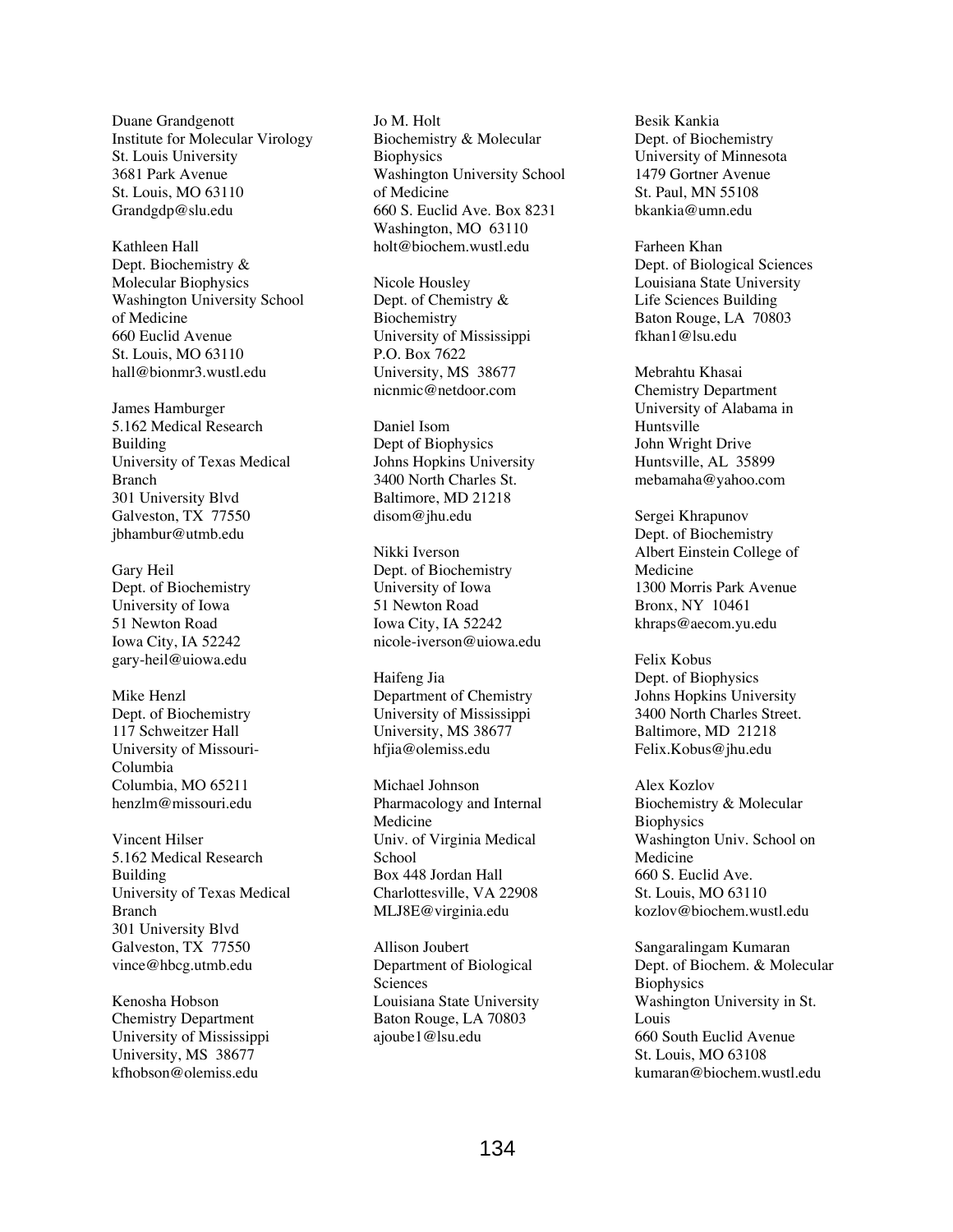Duane Grandgenott
Institute for Molecular Virology
St. Louis University
3681 Park Avenue
St. Louis, MO 63110
Grandgdp@slu.edu

Kathleen Hall
Dept. Biochemistry &
Molecular Biophysics
Washington University School
of Medicine
660 Euclid Avenue
St. Louis, MO 63110
hall@bionmr3.wustl.edu

James Hamburger
5.162 Medical Research
Building
University of Texas Medical
Branch
301 University Blvd
Galveston, TX 77550
jbhambur@utmb.edu

Gary Heil
Dept. of Biochemistry
University of Iowa
51 Newton Road
Iowa City, IA 52242
gary-heil@uiowa.edu

Mike Henzl
Dept. of Biochemistry
117 Schweitzer Hall
University of Missouri-
Columbia
Columbia, MO 65211
henzlm@missouri.edu

Vincent Hilser
5.162 Medical Research
Building
University of Texas Medical
Branch
301 University Blvd
Galveston, TX 77550
vince@hbcg.utmb.edu

Kenosha Hobson
Chemistry Department
University of Mississippi
University, MS 38677
kfhobson@olemiss.edu

Jo M. Holt
Biochemistry & Molecular
Biophysics
Washington University School
of Medicine
660 S. Euclid Ave. Box 8231
Washington, MO 63110
holt@biochem.wustl.edu

Nicole Housley
Dept. of Chemistry &
Biochemistry
University of Mississippi
P.O. Box 7622
University, MS 38677
nicnmic@netdoor.com

Daniel Isom
Dept of Biophysics
Johns Hopkins University
3400 North Charles St.
Baltimore, MD 21218
disom@jhu.edu

Nikki Iverson
Dept. of Biochemistry
University of Iowa
51 Newton Road
Iowa City, IA 52242
nicole-iverson@uiowa.edu

Haifeng Jia
Department of Chemistry
University of Mississippi
University, MS 38677
hfjia@olemiss.edu

Michael Johnson
Pharmacology and Internal
Medicine
Univ. of Virginia Medical
School
Box 448 Jordan Hall
Charlottesville, VA 22908
MLJ8E@virginia.edu

Allison Joubert
Department of Biological
Sciences
Louisiana State University
Baton Rouge, LA 70803
ajoube1@lsu.edu

Besik Kankia
Dept. of Biochemistry
University of Minnesota
1479 Gortner Avenue
St. Paul, MN 55108
bkankia@umn.edu

Farheen Khan
Dept. of Biological Sciences
Louisiana State University
Life Sciences Building
Baton Rouge, LA 70803
fkhan1@lsu.edu

Mebrahtu Khasai
Chemistry Department
University of Alabama in
Huntsville
John Wright Drive
Huntsville, AL 35899
mebamaha@yahoo.com

Sergei Khrapunov
Dept. of Biochemistry
Albert Einstein College of
Medicine
1300 Morris Park Avenue
Bronx, NY 10461
khraps@aecom.yu.edu

Felix Kobus
Dept. of Biophysics
Johns Hopkins University
3400 North Charles Street.
Baltimore, MD 21218
Felix.Kobus@jhu.edu

Alex Kozlov
Biochemistry & Molecular
Biophysics
Washington Univ. School on
Medicine
660 S. Euclid Ave.
St. Louis, MO 63110
kozlov@biochem.wustl.edu

Sangaralingam Kumaran
Dept. of Biochem. & Molecular
Biophysics
Washington University in St.
Louis
660 South Euclid Avenue
St. Louis, MO 63108
kumaran@biochem.wustl.edu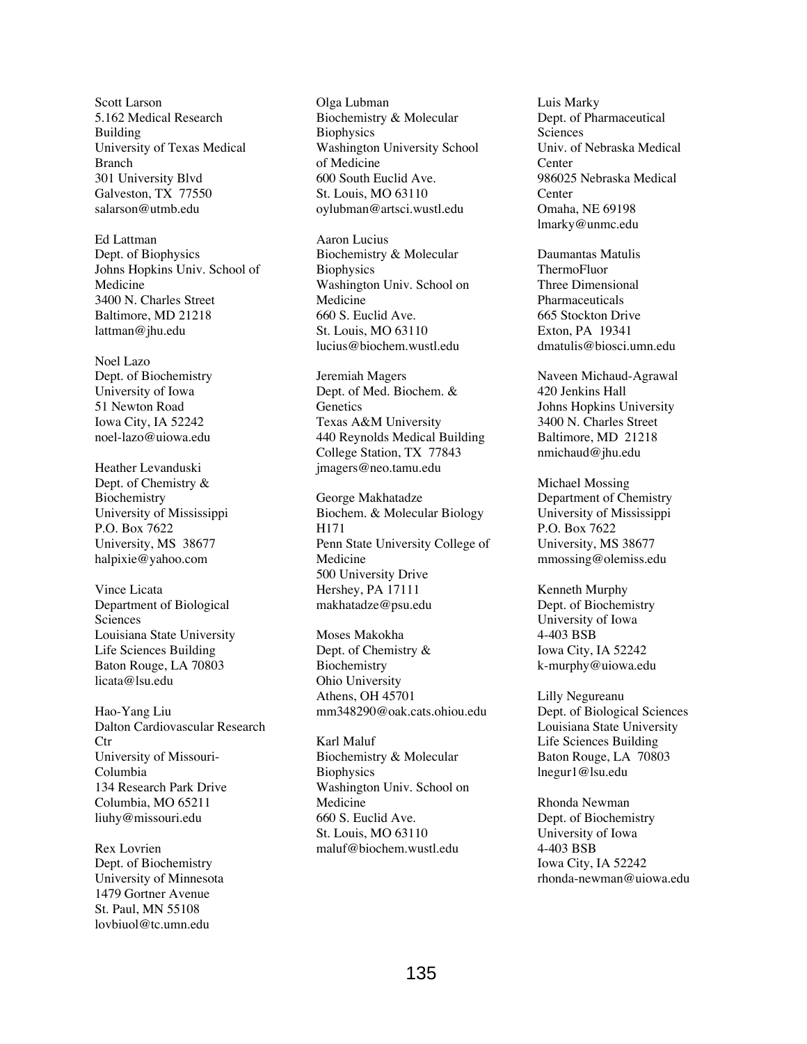Scott Larson
5.162 Medical Research Building
University of Texas Medical Branch
301 University Blvd
Galveston, TX 77550
salarson@utmb.edu

Ed Lattman
Dept. of Biophysics
Johns Hopkins Univ. School of Medicine
3400 N. Charles Street
Baltimore, MD 21218
lattman@jhu.edu

Noel Lazo
Dept. of Biochemistry
University of Iowa
51 Newton Road
Iowa City, IA 52242
noel-lazo@uiowa.edu

Heather Levanduski
Dept. of Chemistry & Biochemistry
University of Mississippi
P.O. Box 7622
University, MS 38677
halpixie@yahoo.com

Vince Licata
Department of Biological Sciences
Louisiana State University
Life Sciences Building
Baton Rouge, LA 70803
licata@lsu.edu

Hao-Yang Liu
Dalton Cardiovascular Research Ctr
University of Missouri-Columbia
134 Research Park Drive
Columbia, MO 65211
liuhy@missouri.edu

Rex Lovrien
Dept. of Biochemistry
University of Minnesota
1479 Gortner Avenue
St. Paul, MN 55108
lovbiuol@tc.umn.edu

Olga Lubman
Biochemistry & Molecular Biophysics
Washington University School of Medicine
600 South Euclid Ave.
St. Louis, MO 63110
oylubman@artsci.wustl.edu

Aaron Lucius
Biochemistry & Molecular Biophysics
Washington Univ. School on Medicine
660 S. Euclid Ave.
St. Louis, MO 63110
lucius@biochem.wustl.edu

Jeremiah Magers
Dept. of Med. Biochem. & Genetics
Texas A&M University
440 Reynolds Medical Building
College Station, TX 77843
jmagers@neo.tamu.edu

George Makhatadze
Biochem. & Molecular Biology H171
Penn State University College of Medicine
500 University Drive
Hershey, PA 17111
makhatadze@psu.edu

Moses Makokha
Dept. of Chemistry & Biochemistry
Ohio University
Athens, OH 45701
mm348290@oak.cats.ohiou.edu

Karl Maluf
Biochemistry & Molecular Biophysics
Washington Univ. School on Medicine
660 S. Euclid Ave.
St. Louis, MO 63110
maluf@biochem.wustl.edu

Luis Marky
Dept. of Pharmaceutical Sciences
Univ. of Nebraska Medical Center
986025 Nebraska Medical Center
Omaha, NE 69198
lmarky@unmc.edu

Daumantas Matulis
ThermoFluor
Three Dimensional Pharmaceuticals
665 Stockton Drive
Exton, PA 19341
dmatulis@biosci.umn.edu

Naveen Michaud-Agrawal
420 Jenkins Hall
Johns Hopkins University
3400 N. Charles Street
Baltimore, MD 21218
nmichaud@jhu.edu

Michael Mossing
Department of Chemistry
University of Mississippi
P.O. Box 7622
University, MS 38677
mmossing@olemiss.edu

Kenneth Murphy
Dept. of Biochemistry
University of Iowa
4-403 BSB
Iowa City, IA 52242
k-murphy@uiowa.edu

Lilly Negureanu
Dept. of Biological Sciences
Louisiana State University
Life Sciences Building
Baton Rouge, LA 70803
lnegur1@lsu.edu

Rhonda Newman
Dept. of Biochemistry
University of Iowa
4-403 BSB
Iowa City, IA 52242
rhonda-newman@uiowa.edu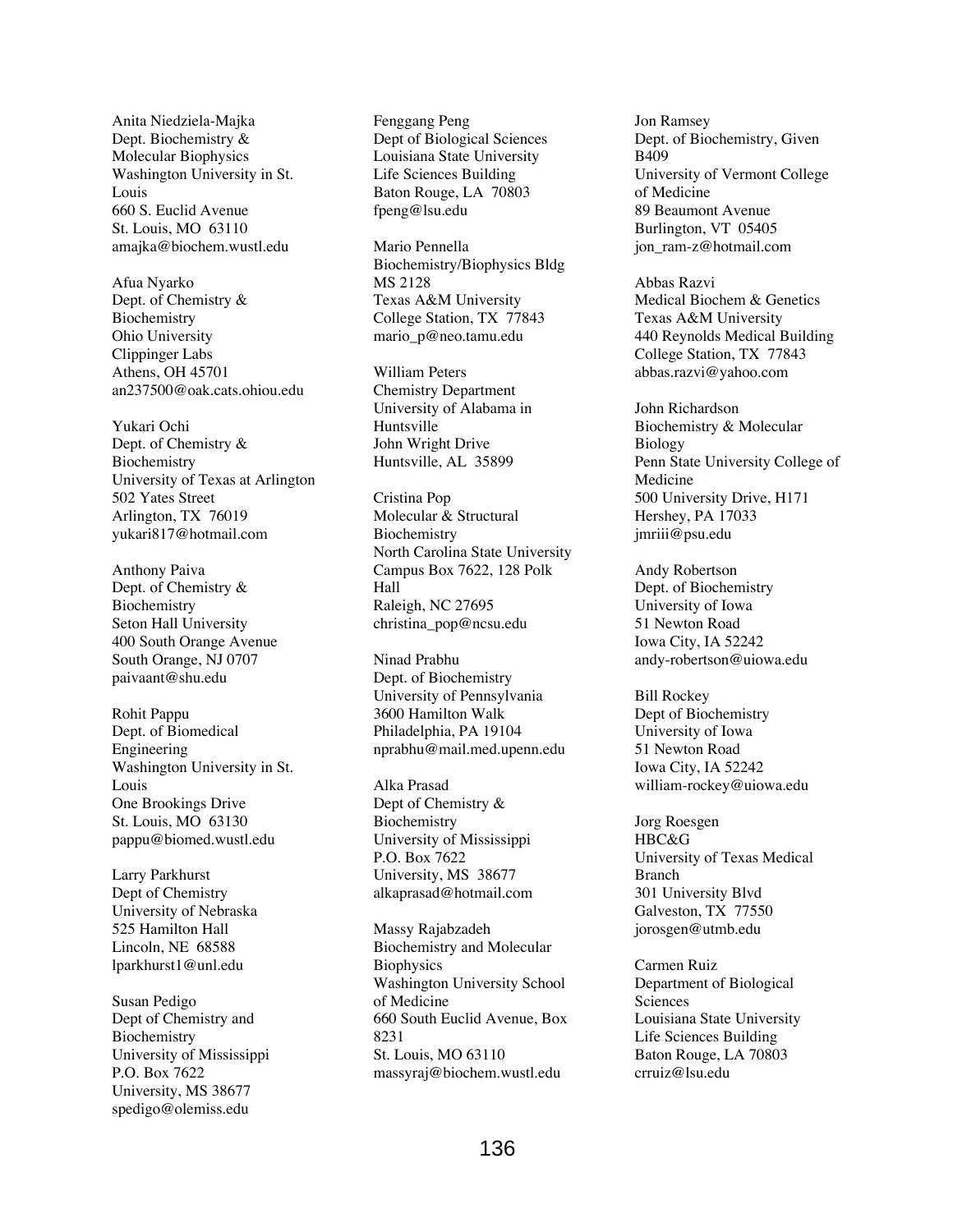Anita Niedziela-Majka
Dept. Biochemistry &
Molecular Biophysics
Washington University in St.
Louis
660 S. Euclid Avenue
St. Louis, MO 63110
amajka@biochem.wustl.edu

Afua Nyarko
Dept. of Chemistry &
Biochemistry
Ohio University
Clippinger Labs
Athens, OH 45701
an237500@oak.cats.ohiou.edu

Yukari Ochi
Dept. of Chemistry &
Biochemistry
University of Texas at Arlington
502 Yates Street
Arlington, TX 76019
yukari817@hotmail.com

Anthony Paiva
Dept. of Chemistry &
Biochemistry
Seton Hall University
400 South Orange Avenue
South Orange, NJ 0707
paivaant@shu.edu

Rohit Pappu
Dept. of Biomedical
Engineering
Washington University in St.
Louis
One Brookings Drive
St. Louis, MO 63130
pappu@biomed.wustl.edu

Larry Parkhurst
Dept of Chemistry
University of Nebraska
525 Hamilton Hall
Lincoln, NE 68588
lparkhurst1@unl.edu

Susan Pedigo
Dept of Chemistry and
Biochemistry
University of Mississippi
P.O. Box 7622
University, MS 38677
spedigo@olemiss.edu

Fenggang Peng
Dept of Biological Sciences
Louisiana State University
Life Sciences Building
Baton Rouge, LA 70803
fpeng@lsu.edu

Mario Pennella
Biochemistry/Biophysics Bldg
MS 2128
Texas A&M University
College Station, TX 77843
mario_p@neo.tamu.edu

William Peters
Chemistry Department
University of Alabama in
Huntsville
John Wright Drive
Huntsville, AL 35899

Cristina Pop
Molecular & Structural
Biochemistry
North Carolina State University
Campus Box 7622, 128 Polk
Hall
Raleigh, NC 27695
christina_pop@ncsu.edu

Ninad Prabhu
Dept. of Biochemistry
University of Pennsylvania
3600 Hamilton Walk
Philadelphia, PA 19104
nprabhu@mail.med.upenn.edu

Alka Prasad
Dept of Chemistry &
Biochemistry
University of Mississippi
P.O. Box 7622
University, MS 38677
alkaprasad@hotmail.com

Massy Rajabzadeh
Biochemistry and Molecular
Biophysics
Washington University School
of Medicine
660 South Euclid Avenue, Box
8231
St. Louis, MO 63110
massyraj@biochem.wustl.edu

Jon Ramsey
Dept. of Biochemistry, Given
B409
University of Vermont College
of Medicine
89 Beaumont Avenue
Burlington, VT 05405
jon_ram-z@hotmail.com

Abbas Razvi
Medical Biochem & Genetics
Texas A&M University
440 Reynolds Medical Building
College Station, TX 77843
abbas.razvi@yahoo.com

John Richardson
Biochemistry & Molecular
Biology
Penn State University College of
Medicine
500 University Drive, H171
Hershey, PA 17033
jmriii@psu.edu

Andy Robertson
Dept. of Biochemistry
University of Iowa
51 Newton Road
Iowa City, IA 52242
andy-robertson@uiowa.edu

Bill Rockey
Dept of Biochemistry
University of Iowa
51 Newton Road
Iowa City, IA 52242
william-rockey@uiowa.edu

Jorg Roesgen
HBC&G
University of Texas Medical
Branch
301 University Blvd
Galveston, TX 77550
jorosgen@utmb.edu

Carmen Ruiz
Department of Biological
Sciences
Louisiana State University
Life Sciences Building
Baton Rouge, LA 70803
crruiz@lsu.edu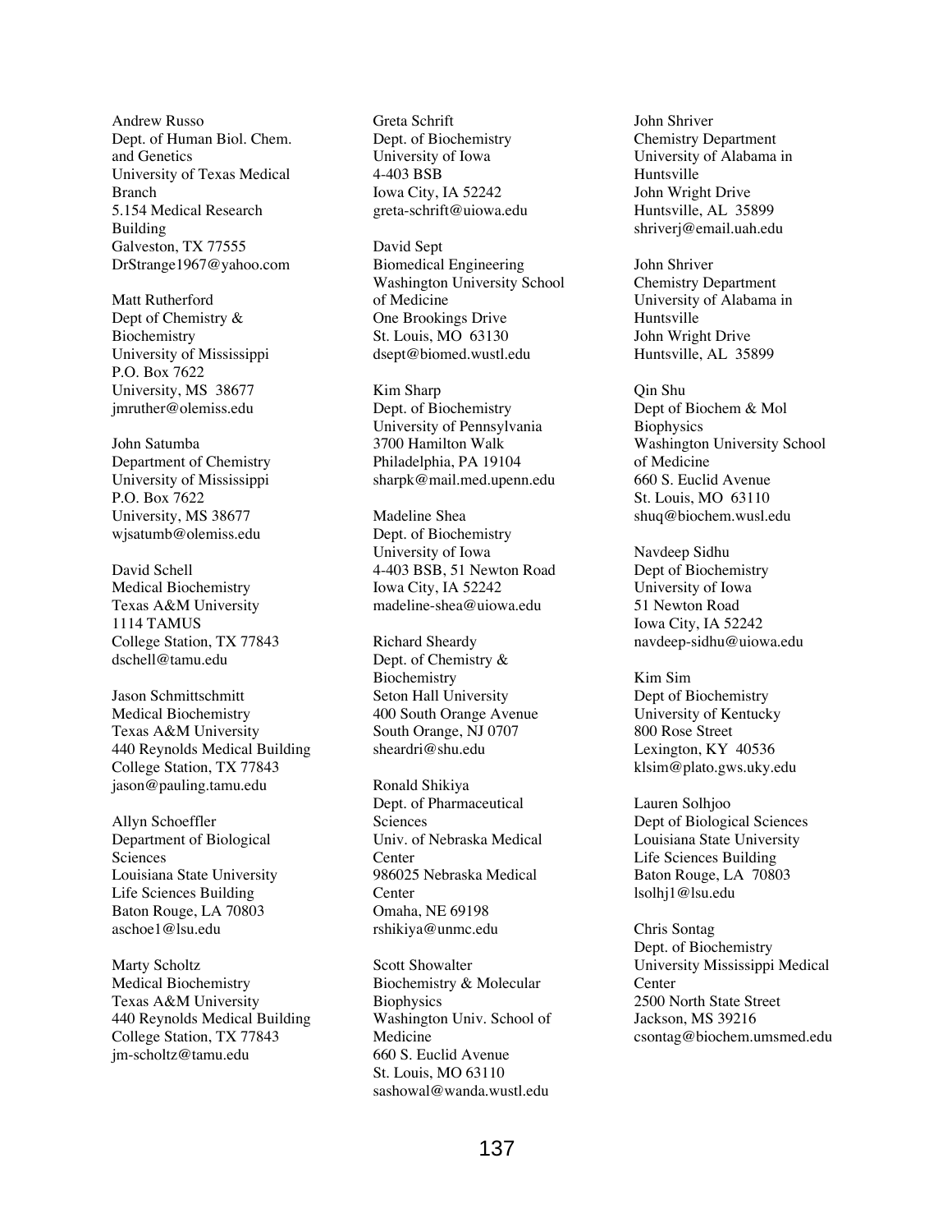Andrew Russo
Dept. of Human Biol. Chem. and Genetics
University of Texas Medical Branch
5.154 Medical Research Building
Galveston, TX 77555
DrStrange1967@yahoo.com

Matt Rutherford
Dept of Chemistry & Biochemistry
University of Mississippi
P.O. Box 7622
University, MS 38677
jmruther@olemiss.edu

John Satumba
Department of Chemistry
University of Mississippi
P.O. Box 7622
University, MS 38677
wjsatumb@olemiss.edu

David Schell
Medical Biochemistry
Texas A&M University
1114 TAMUS
College Station, TX 77843
dschell@tamu.edu

Jason Schmittschmitt
Medical Biochemistry
Texas A&M University
440 Reynolds Medical Building
College Station, TX 77843
jason@pauling.tamu.edu

Allyn Schoeffler
Department of Biological Sciences
Louisiana State University
Life Sciences Building
Baton Rouge, LA 70803
aschoe1@lsu.edu

Marty Scholtz
Medical Biochemistry
Texas A&M University
440 Reynolds Medical Building
College Station, TX 77843
jm-scholtz@tamu.edu

Greta Schrift
Dept. of Biochemistry
University of Iowa
4-403 BSB
Iowa City, IA 52242
greta-schrift@uiowa.edu

David Sept
Biomedical Engineering
Washington University School of Medicine
One Brookings Drive
St. Louis, MO 63130
dsept@biomed.wustl.edu

Kim Sharp
Dept. of Biochemistry
University of Pennsylvania
3700 Hamilton Walk
Philadelphia, PA 19104
sharpk@mail.med.upenn.edu

Madeline Shea
Dept. of Biochemistry
University of Iowa
4-403 BSB, 51 Newton Road
Iowa City, IA 52242
madeline-shea@uiowa.edu

Richard Sheardy
Dept. of Chemistry & Biochemistry
Seton Hall University
400 South Orange Avenue
South Orange, NJ 0707
sheardri@shu.edu

Ronald Shikiya
Dept. of Pharmaceutical Sciences
Univ. of Nebraska Medical Center
986025 Nebraska Medical Center
Omaha, NE 69198
rshikiya@unmc.edu

Scott Showalter
Biochemistry & Molecular Biophysics
Washington Univ. School of Medicine
660 S. Euclid Avenue
St. Louis, MO 63110
sashowal@wanda.wustl.edu

John Shriver
Chemistry Department
University of Alabama in Huntsville
John Wright Drive
Huntsville, AL 35899
shriverj@email.uah.edu

John Shriver
Chemistry Department
University of Alabama in Huntsville
John Wright Drive
Huntsville, AL 35899

Qin Shu
Dept of Biochem & Mol Biophysics
Washington University School of Medicine
660 S. Euclid Avenue
St. Louis, MO 63110
shuq@biochem.wusl.edu

Navdeep Sidhu
Dept of Biochemistry
University of Iowa
51 Newton Road
Iowa City, IA 52242
navdeep-sidhu@uiowa.edu

Kim Sim
Dept of Biochemistry
University of Kentucky
800 Rose Street
Lexington, KY 40536
klsim@plato.gws.uky.edu

Lauren Solhjoo
Dept of Biological Sciences
Louisiana State University
Life Sciences Building
Baton Rouge, LA 70803
lsolhj1@lsu.edu

Chris Sontag
Dept. of Biochemistry
University Mississippi Medical Center
2500 North State Street
Jackson, MS 39216
csontag@biochem.umsmed.edu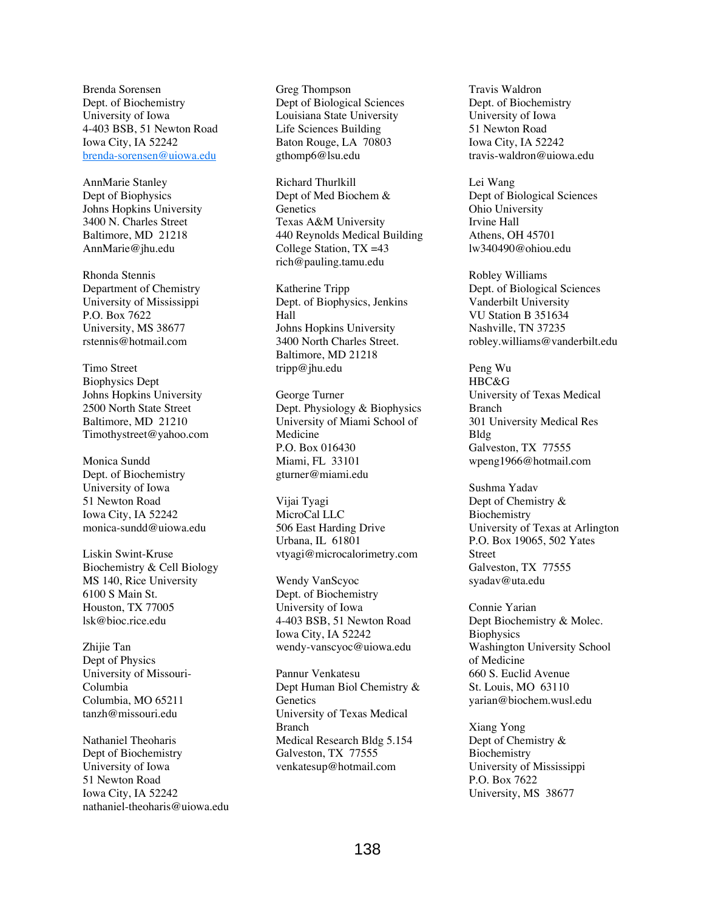Brenda Sorensen
Dept. of Biochemistry
University of Iowa
4-403 BSB, 51 Newton Road
Iowa City, IA 52242
brenda-sorensen@uiowa.edu

AnnMarie Stanley
Dept of Biophysics
Johns Hopkins University
3400 N. Charles Street
Baltimore, MD 21218
AnnMarie@jhu.edu

Rhonda Stennis
Department of Chemistry
University of Mississippi
P.O. Box 7622
University, MS 38677
rstennis@hotmail.com

Timo Street
Biophysics Dept
Johns Hopkins University
2500 North State Street
Baltimore, MD 21210
Timothystreet@yahoo.com

Monica Sundd
Dept. of Biochemistry
University of Iowa
51 Newton Road
Iowa City, IA 52242
monica-sundd@uiowa.edu

Liskin Swint-Kruse
Biochemistry & Cell Biology
MS 140, Rice University
6100 S Main St.
Houston, TX 77005
lsk@bioc.rice.edu

Zhijie Tan
Dept of Physics
University of Missouri-Columbia
Columbia, MO 65211
tanzh@missouri.edu

Nathaniel Theoharis
Dept of Biochemistry
University of Iowa
51 Newton Road
Iowa City, IA 52242
nathaniel-theoharis@uiowa.edu

Greg Thompson
Dept of Biological Sciences
Louisiana State University
Life Sciences Building
Baton Rouge, LA 70803
gthomp6@lsu.edu

Richard Thurlkill
Dept of Med Biochem & Genetics
Texas A&M University
440 Reynolds Medical Building
College Station, TX =43
rich@pauling.tamu.edu

Katherine Tripp
Dept. of Biophysics, Jenkins Hall
Johns Hopkins University
3400 North Charles Street.
Baltimore, MD 21218
tripp@jhu.edu

George Turner
Dept. Physiology & Biophysics
University of Miami School of Medicine
P.O. Box 016430
Miami, FL 33101
gturner@miami.edu

Vijai Tyagi
MicroCal LLC
506 East Harding Drive
Urbana, IL 61801
vtyagi@microcalorimetry.com

Wendy VanScyoc
Dept. of Biochemistry
University of Iowa
4-403 BSB, 51 Newton Road
Iowa City, IA 52242
wendy-vanscyoc@uiowa.edu

Pannur Venkatesu
Dept Human Biol Chemistry & Genetics
University of Texas Medical Branch
Medical Research Bldg 5.154
Galveston, TX 77555
venkatesup@hotmail.com

Travis Waldron
Dept. of Biochemistry
University of Iowa
51 Newton Road
Iowa City, IA 52242
travis-waldron@uiowa.edu

Lei Wang
Dept of Biological Sciences
Ohio University
Irvine Hall
Athens, OH 45701
lw340490@ohiou.edu

Robley Williams
Dept. of Biological Sciences
Vanderbilt University
VU Station B 351634
Nashville, TN 37235
robley.williams@vanderbilt.edu

Peng Wu
HBC&G
University of Texas Medical Branch
301 University Medical Res Bldg
Galveston, TX 77555
wpeng1966@hotmail.com

Sushma Yadav
Dept of Chemistry & Biochemistry
University of Texas at Arlington
P.O. Box 19065, 502 Yates Street
Galveston, TX 77555
syadav@uta.edu

Connie Yarian
Dept Biochemistry & Molec. Biophysics
Washington University School of Medicine
660 S. Euclid Avenue
St. Louis, MO 63110
yarian@biochem.wusl.edu

Xiang Yong
Dept of Chemistry & Biochemistry
University of Mississippi
P.O. Box 7622
University, MS 38677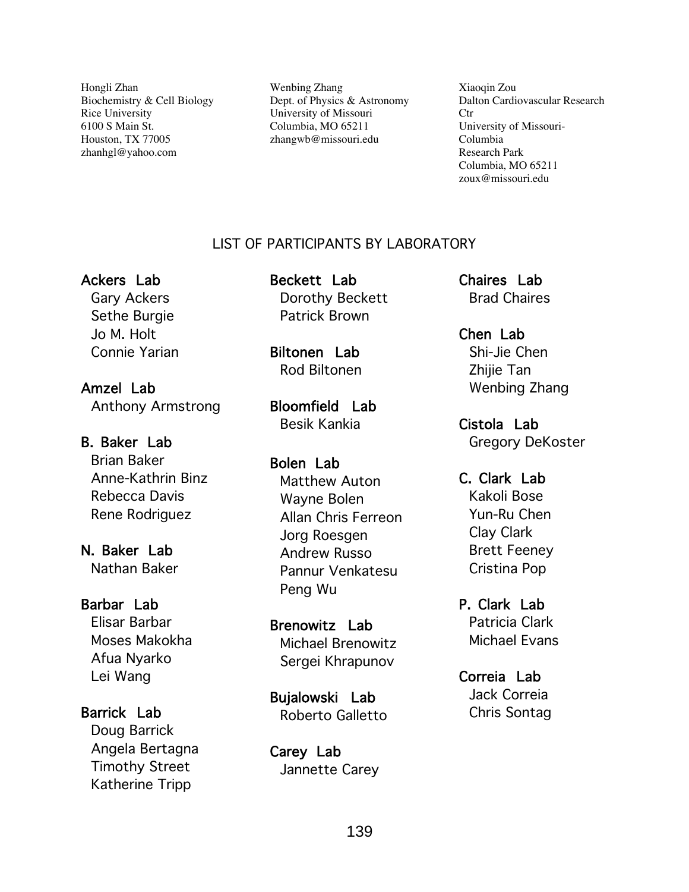Hongli Zhan
Biochemistry & Cell Biology
Rice University
6100 S Main St.
Houston, TX 77005
zhanhgl@yahoo.com

Wenbing Zhang
Dept. of Physics & Astronomy
University of Missouri
Columbia, MO 65211
zhangwb@missouri.edu

Xiaoqin Zou
Dalton Cardiovascular Research Ctr
University of Missouri-Columbia
Research Park
Columbia, MO 65211
zoux@missouri.edu

## LIST OF PARTICIPANTS BY LABORATORY

**Ackers Lab**
Gary Ackers
Sethe Burgie
Jo M. Holt
Connie Yarian

**Amzel Lab**
Anthony Armstrong

**B. Baker Lab**
Brian Baker
Anne-Kathrin Binz
Rebecca Davis
Rene Rodriguez

**N. Baker Lab**
Nathan Baker

**Barbar Lab**
Elisar Barbar
Moses Makokha
Afua Nyarko
Lei Wang

**Barrick Lab**
Doug Barrick
Angela Bertagna
Timothy Street
Katherine Tripp

**Beckett Lab**
Dorothy Beckett
Patrick Brown

**Biltonen Lab**
Rod Biltonen

**Bloomfield Lab**
Besik Kankia

**Bolen Lab**
Matthew Auton
Wayne Bolen
Allan Chris Ferreon
Jorg Roesgen
Andrew Russo
Pannur Venkatesu
Peng Wu

**Brenowitz Lab**
Michael Brenowitz
Sergei Khrapunov

**Bujalowski Lab**
Roberto Galletto

**Carey Lab**
Jannette Carey

**Chaires Lab**
Brad Chaires

**Chen Lab**
Shi-Jie Chen
Zhijie Tan
Wenbing Zhang

**Cistola Lab**
Gregory DeKoster

**C. Clark Lab**
Kakoli Bose
Yun-Ru Chen
Clay Clark
Brett Feeney
Cristina Pop

**P. Clark Lab**
Patricia Clark
Michael Evans

**Correia Lab**
Jack Correia
Chris Sontag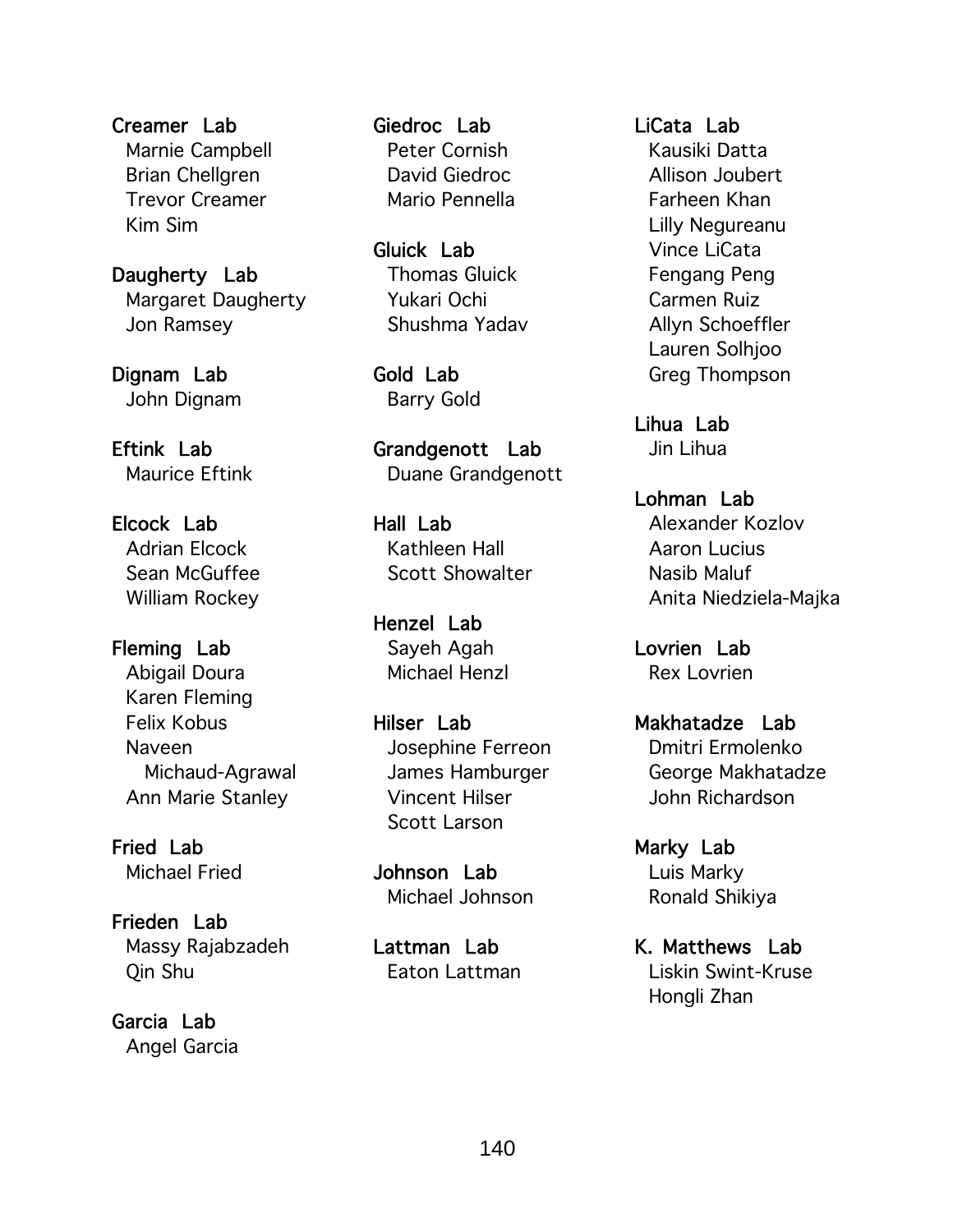**Creamer Lab**
Marnie Campbell
Brian Chellgren
Trevor Creamer
Kim Sim

**Daugherty Lab**
Margaret Daugherty
Jon Ramsey

**Dignam Lab**
John Dignam

**Eftink Lab**
Maurice Eftink

**Elcock Lab**
Adrian Elcock
Sean McGuffee
William Rockey

**Fleming Lab**
Abigail Doura
Karen Fleming
Felix Kobus
Naveen Michaud-Agrawal
Ann Marie Stanley

**Fried Lab**
Michael Fried

**Frieden Lab**
Massy Rajabzadeh
Qin Shu

**Garcia Lab**
Angel Garcia

**Giedroc Lab**
Peter Cornish
David Giedroc
Mario Pennella

**Gluick Lab**
Thomas Gluick
Yukari Ochi
Shushma Yadav

**Gold Lab**
Barry Gold

**Grandgenott Lab**
Duane Grandgenott

**Hall Lab**
Kathleen Hall
Scott Showalter

**Henzel Lab**
Sayeh Agah
Michael Henzl

**Hilser Lab**
Josephine Ferreon
James Hamburger
Vincent Hilser
Scott Larson

**Johnson Lab**
Michael Johnson

**Lattman Lab**
Eaton Lattman

**LiCata Lab**
Kausiki Datta
Allison Joubert
Farheen Khan
Lilly Negureanu
Vince LiCata
Fengang Peng
Carmen Ruiz
Allyn Schoeffler
Lauren Solhjoo
Greg Thompson

**Lihua Lab**
Jin Lihua

**Lohman Lab**
Alexander Kozlov
Aaron Lucius
Nasib Maluf
Anita Niedziela-Majka

**Lovrien Lab**
Rex Lovrien

**Makhatadze Lab**
Dmitri Ermolenko
George Makhatadze
John Richardson

**Marky Lab**
Luis Marky
Ronald Shikiya

**K. Matthews Lab**
Liskin Swint-Kruse
Hongli Zhan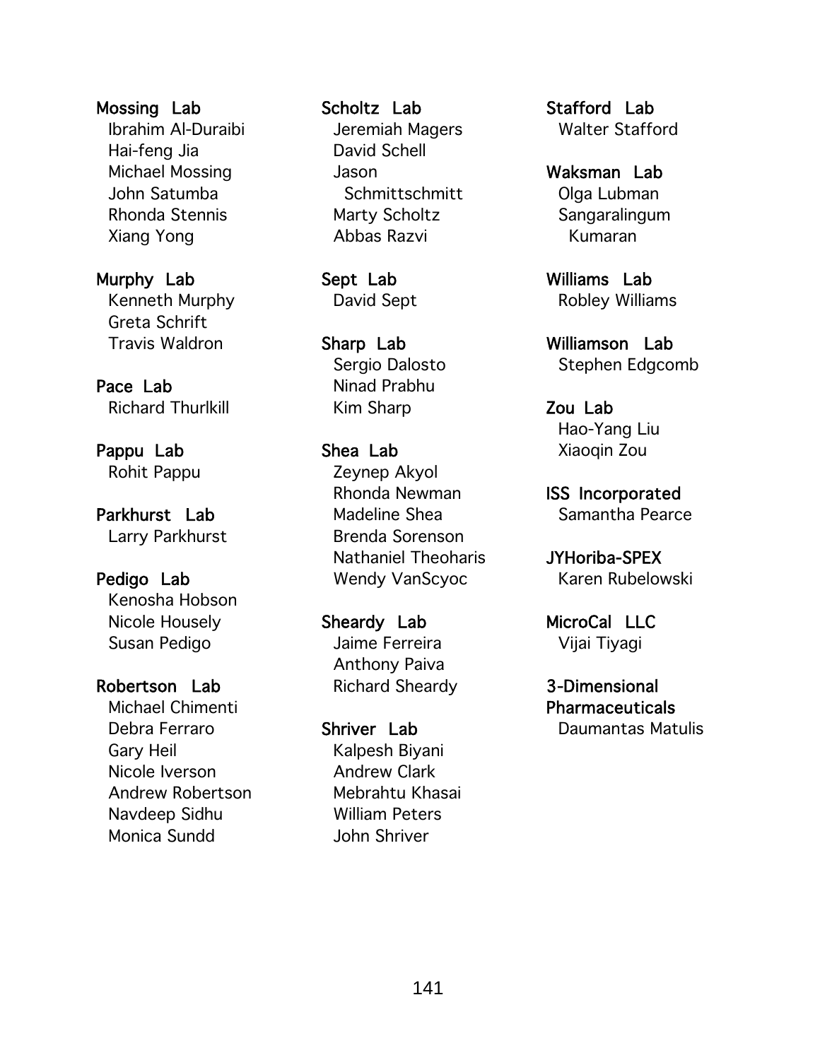**Mossing Lab**
- Ibrahim Al-Duraibi
- Hai-feng Jia
- Michael Mossing
- John Satumba
- Rhonda Stennis
- Xiang Yong

**Murphy Lab**
- Kenneth Murphy
- Greta Schrift
- Travis Waldron

**Pace Lab**
- Richard Thurlkill

**Pappu Lab**
- Rohit Pappu

**Parkhurst Lab**
- Larry Parkhurst

**Pedigo Lab**
- Kenosha Hobson
- Nicole Housely
- Susan Pedigo

**Robertson Lab**
- Michael Chimenti
- Debra Ferraro
- Gary Heil
- Nicole Iverson
- Andrew Robertson
- Navdeep Sidhu
- Monica Sundd

**Scholtz Lab**
- Jeremiah Magers
- David Schell
- Jason Schmittschmitt
- Marty Scholtz
- Abbas Razvi

**Sept Lab**
- David Sept

**Sharp Lab**
- Sergio Dalosto
- Ninad Prabhu
- Kim Sharp

**Shea Lab**
- Zeynep Akyol
- Rhonda Newman
- Madeline Shea
- Brenda Sorenson
- Nathaniel Theoharis
- Wendy VanScyoc

**Sheardy Lab**
- Jaime Ferreira
- Anthony Paiva
- Richard Sheardy

**Shriver Lab**
- Kalpesh Biyani
- Andrew Clark
- Mebrahtu Khasai
- William Peters
- John Shriver

**Stafford Lab**
- Walter Stafford

**Waksman Lab**
- Olga Lubman
- Sangaralingum Kumaran

**Williams Lab**
- Robley Williams

**Williamson Lab**
- Stephen Edgcomb

**Zou Lab**
- Hao-Yang Liu
- Xiaoqin Zou

**ISS Incorporated**
- Samantha Pearce

**JYHoriba-SPEX**
- Karen Rubelowski

**MicroCal LLC**
- Vijai Tiyagi

**3-Dimensional Pharmaceuticals**
- Daumantas Matulis